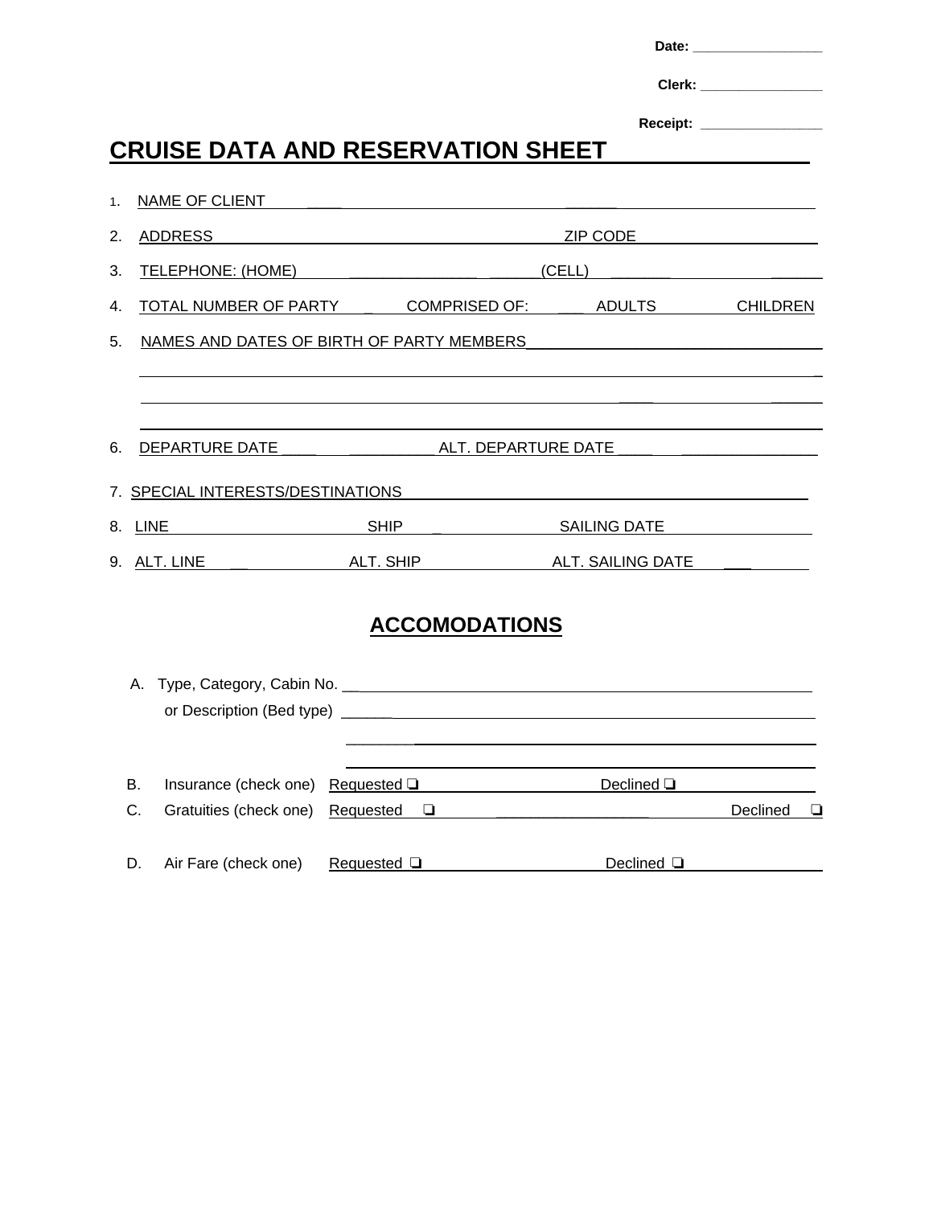**Date:** ________________

**Clerk:** ________________

**Receipt:** ________________

# CRUISE DATA AND RESERVATION SHEET

1. NAME OF CLIENT ____________________________________________

2. ADDRESS ____________________________________________ ZIP CODE ____________________

3. TELEPHONE: (HOME) ______________________ (CELL) ______________________

4. TOTAL NUMBER OF PARTY ____ COMPRISED OF: ____ ADULTS ____ CHILDREN

5. NAMES AND DATES OF BIRTH OF PARTY MEMBERS ____________________________________________

   ____________________________________________________________________________

   ____________________________________________________________________________

   ____________________________________________________________________________

6. DEPARTURE DATE ______________ ALT. DEPARTURE DATE ______________

7. SPECIAL INTERESTS/DESTINATIONS ____________________________________________

8. LINE ______________ SHIP ______________ SAILING DATE ______________

9. ALT. LINE ______________ ALT. SHIP ______________ ALT. SAILING DATE ______________

## ACCOMODATIONS

A. Type, Category, Cabin No. ____________________________________________

   or Description (Bed type) ____________________________________________

   ____________________________________________

   ____________________________________________

B. Insurance (check one) Requested ❑ Declined ❑

C. Gratuities (check one) Requested ❑ Declined ❑

D. Air Fare (check one) Requested ❑ Declined ❑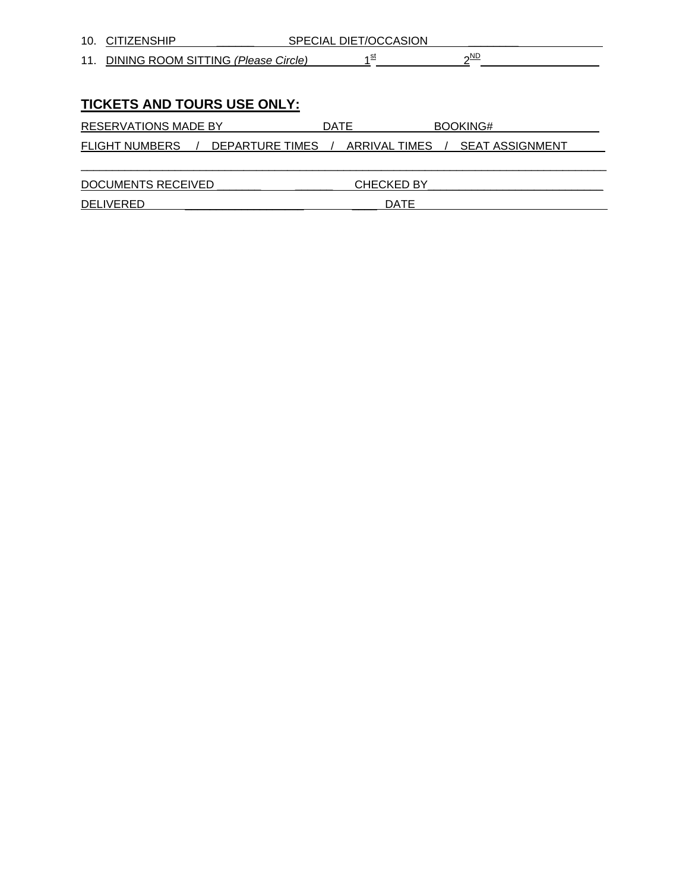10. CITIZENSHIP ______ SPECIAL DIET/OCCASION _______

11. DINING ROOM SITTING *(Please Circle)* 1st 2ND

## TICKETS AND TOURS USE ONLY:

RESERVATIONS MADE BY DATE BOOKING#

FLIGHT NUMBERS / DEPARTURE TIMES / ARRIVAL TIMES / SEAT ASSIGNMENT

______________________________________________________________________________

DOCUMENTS RECEIVED _______ ______ CHECKED BY__________________________

DELIVERED __________________ ____ DATE